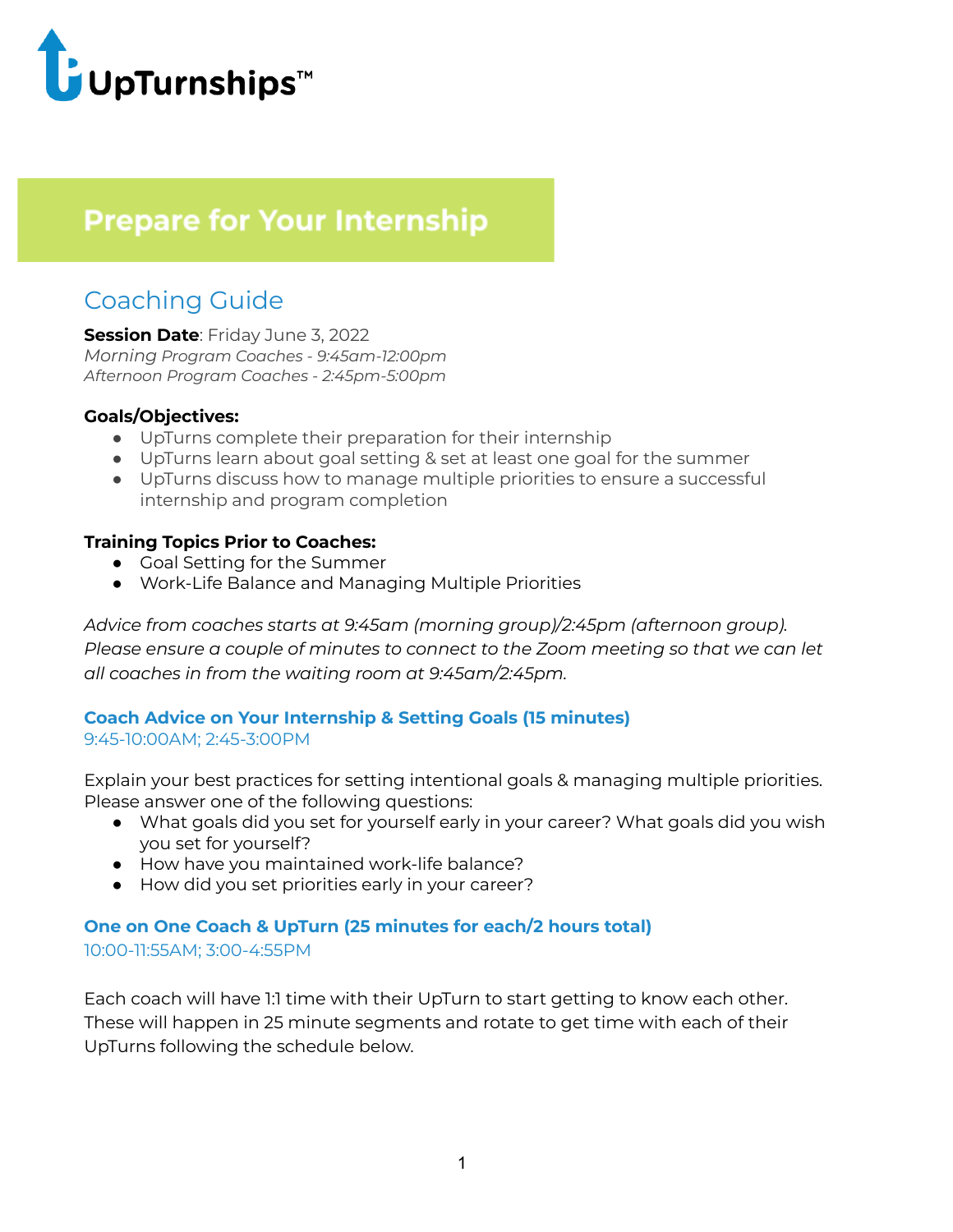UpTurnships™

# Prepare for Your Internship

## Coaching Guide

**Session Date**: Friday June 3, 2022
*Morning Program Coaches - 9:45am-12:00pm*
*Afternoon Program Coaches - 2:45pm-5:00pm*

**Goals/Objectives:**

- UpTurns complete their preparation for their internship
- UpTurns learn about goal setting & set at least one goal for the summer
- UpTurns discuss how to manage multiple priorities to ensure a successful internship and program completion

**Training Topics Prior to Coaches:**

- Goal Setting for the Summer
- Work-Life Balance and Managing Multiple Priorities

*Advice from coaches starts at 9:45am (morning group)/2:45pm (afternoon group). Please ensure a couple of minutes to connect to the Zoom meeting so that we can let all coaches in from the waiting room at 9:45am/2:45pm.*

### Coach Advice on Your Internship & Setting Goals (15 minutes)

9:45-10:00AM; 2:45-3:00PM

Explain your best practices for setting intentional goals & managing multiple priorities. Please answer one of the following questions:

- What goals did you set for yourself early in your career? What goals did you wish you set for yourself?
- How have you maintained work-life balance?
- How did you set priorities early in your career?

### One on One Coach & UpTurn (25 minutes for each/2 hours total)

10:00-11:55AM; 3:00-4:55PM

Each coach will have 1:1 time with their UpTurn to start getting to know each other. These will happen in 25 minute segments and rotate to get time with each of their UpTurns following the schedule below.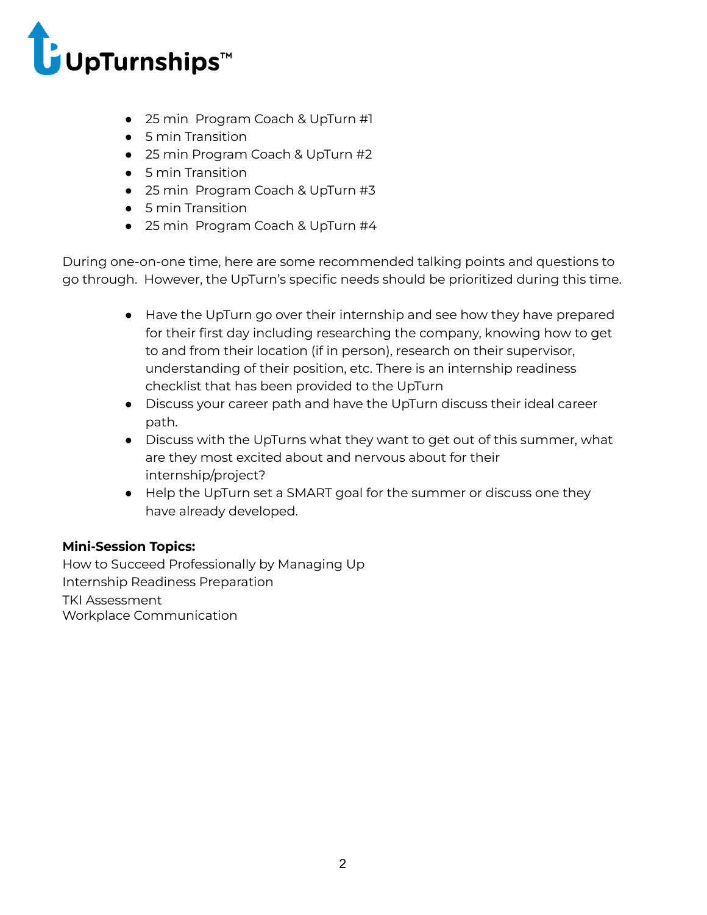- 25 min  Program Coach & UpTurn #1
- 5 min Transition
- 25 min Program Coach & UpTurn #2
- 5 min Transition
- 25 min  Program Coach & UpTurn #3
- 5 min Transition
- 25 min  Program Coach & UpTurn #4

During one-on-one time, here are some recommended talking points and questions to go through.  However, the UpTurn's specific needs should be prioritized during this time.

- Have the UpTurn go over their internship and see how they have prepared for their first day including researching the company, knowing how to get to and from their location (if in person), research on their supervisor, understanding of their position, etc. There is an internship readiness checklist that has been provided to the UpTurn
- Discuss your career path and have the UpTurn discuss their ideal career path.
- Discuss with the UpTurns what they want to get out of this summer, what are they most excited about and nervous about for their internship/project?
- Help the UpTurn set a SMART goal for the summer or discuss one they have already developed.

**Mini-Session Topics:**

How to Succeed Professionally by Managing Up

Internship Readiness Preparation

TKI Assessment

Workplace Communication